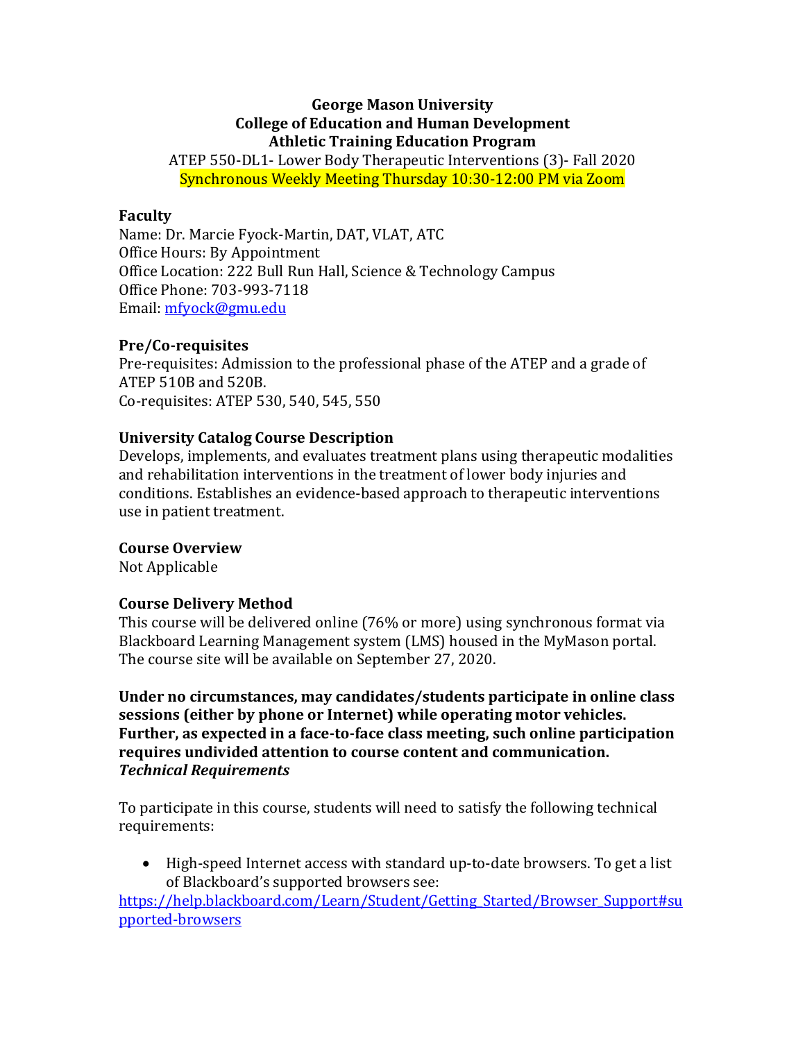**George Mason University**
**College of Education and Human Development**
**Athletic Training Education Program**
ATEP 550-DL1- Lower Body Therapeutic Interventions (3)- Fall 2020
Synchronous Weekly Meeting Thursday 10:30-12:00 PM via Zoom

## Faculty

Name: Dr. Marcie Fyock-Martin, DAT, VLAT, ATC
Office Hours: By Appointment
Office Location: 222 Bull Run Hall, Science & Technology Campus
Office Phone: 703-993-7118
Email: [mfyock@gmu.edu](mailto:mfyock@gmu.edu)

## Pre/Co-requisites

Pre-requisites: Admission to the professional phase of the ATEP and a grade of ATEP 510B and 520B.
Co-requisites: ATEP 530, 540, 545, 550

## University Catalog Course Description

Develops, implements, and evaluates treatment plans using therapeutic modalities and rehabilitation interventions in the treatment of lower body injuries and conditions. Establishes an evidence-based approach to therapeutic interventions use in patient treatment.

## Course Overview

Not Applicable

## Course Delivery Method

This course will be delivered online (76% or more) using synchronous format via Blackboard Learning Management system (LMS) housed in the MyMason portal. The course site will be available on September 27, 2020.

**Under no circumstances, may candidates/students participate in online class sessions (either by phone or Internet) while operating motor vehicles. Further, as expected in a face-to-face class meeting, such online participation requires undivided attention to course content and communication.**

***Technical Requirements***

To participate in this course, students will need to satisfy the following technical requirements:

- High-speed Internet access with standard up-to-date browsers. To get a list of Blackboard's supported browsers see: [https://help.blackboard.com/Learn/Student/Getting_Started/Browser_Support#supported-browsers](https://help.blackboard.com/Learn/Student/Getting_Started/Browser_Support#supported-browsers)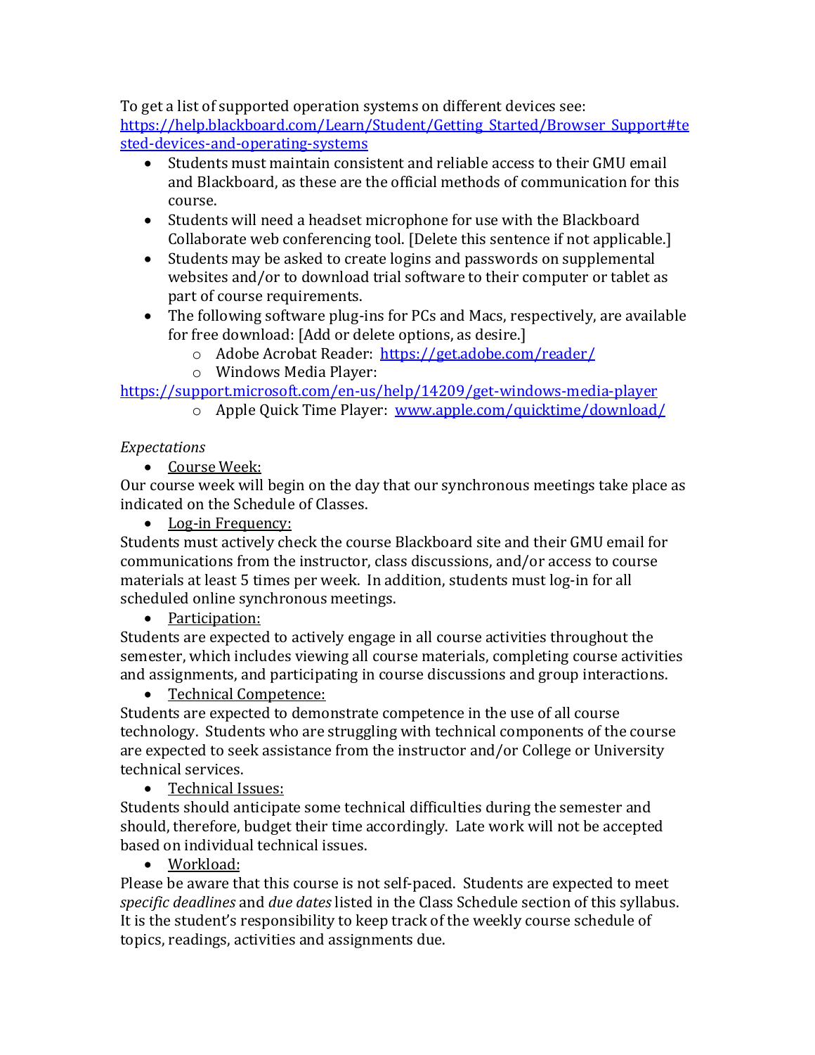To get a list of supported operation systems on different devices see: https://help.blackboard.com/Learn/Student/Getting_Started/Browser_Support#tested-devices-and-operating-systems

- Students must maintain consistent and reliable access to their GMU email and Blackboard, as these are the official methods of communication for this course.
- Students will need a headset microphone for use with the Blackboard Collaborate web conferencing tool. [Delete this sentence if not applicable.]
- Students may be asked to create logins and passwords on supplemental websites and/or to download trial software to their computer or tablet as part of course requirements.
- The following software plug-ins for PCs and Macs, respectively, are available for free download: [Add or delete options, as desire.]
  - Adobe Acrobat Reader: https://get.adobe.com/reader/
  - Windows Media Player: https://support.microsoft.com/en-us/help/14209/get-windows-media-player
  - Apple Quick Time Player: www.apple.com/quicktime/download/

*Expectations*

- Course Week:

Our course week will begin on the day that our synchronous meetings take place as indicated on the Schedule of Classes.

- Log-in Frequency:

Students must actively check the course Blackboard site and their GMU email for communications from the instructor, class discussions, and/or access to course materials at least 5 times per week. In addition, students must log-in for all scheduled online synchronous meetings.

- Participation:

Students are expected to actively engage in all course activities throughout the semester, which includes viewing all course materials, completing course activities and assignments, and participating in course discussions and group interactions.

- Technical Competence:

Students are expected to demonstrate competence in the use of all course technology. Students who are struggling with technical components of the course are expected to seek assistance from the instructor and/or College or University technical services.

- Technical Issues:

Students should anticipate some technical difficulties during the semester and should, therefore, budget their time accordingly. Late work will not be accepted based on individual technical issues.

- Workload:

Please be aware that this course is not self-paced. Students are expected to meet *specific deadlines* and *due dates* listed in the Class Schedule section of this syllabus. It is the student's responsibility to keep track of the weekly course schedule of topics, readings, activities and assignments due.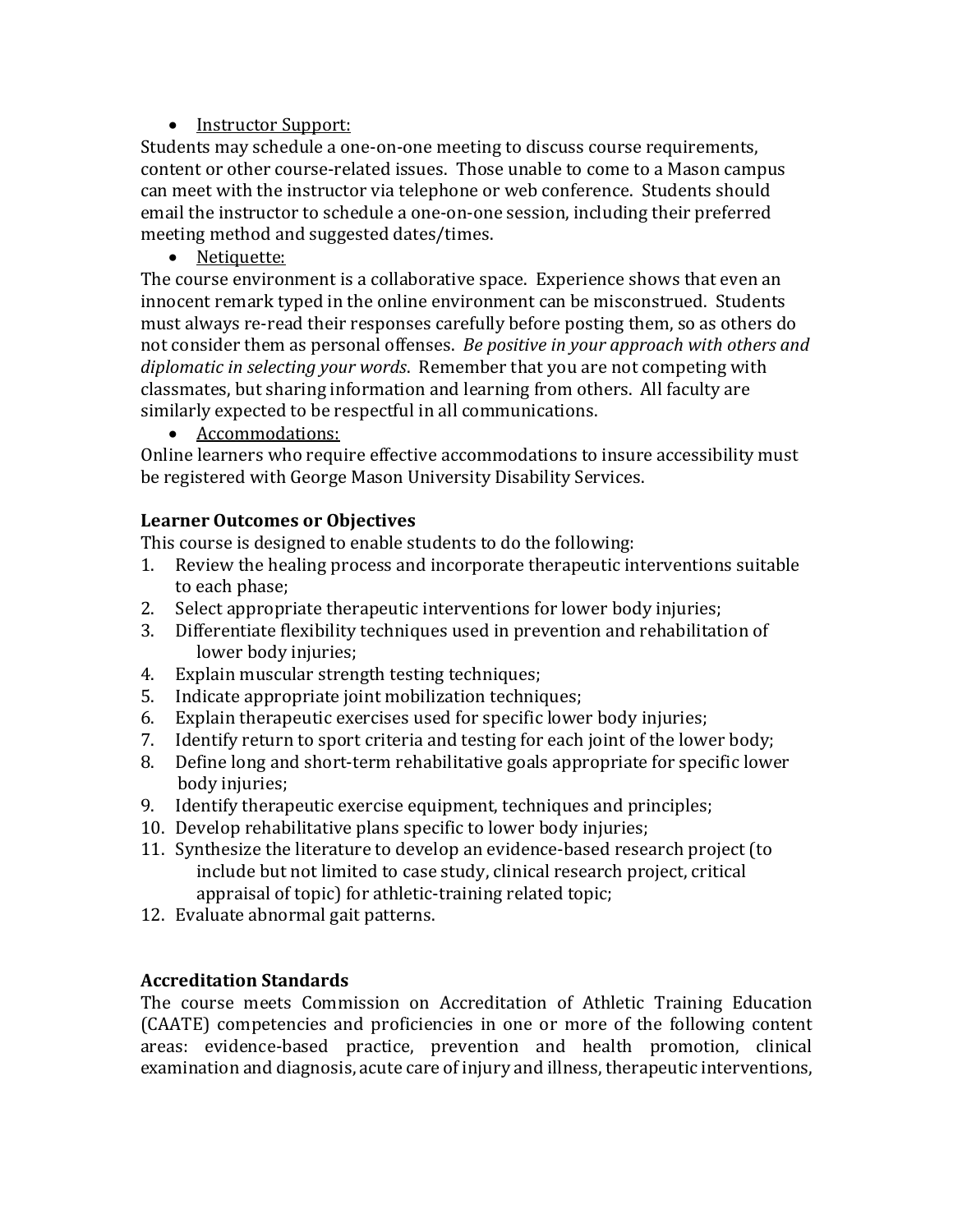- Instructor Support:

Students may schedule a one-on-one meeting to discuss course requirements, content or other course-related issues. Those unable to come to a Mason campus can meet with the instructor via telephone or web conference. Students should email the instructor to schedule a one-on-one session, including their preferred meeting method and suggested dates/times.

- Netiquette:

The course environment is a collaborative space. Experience shows that even an innocent remark typed in the online environment can be misconstrued. Students must always re-read their responses carefully before posting them, so as others do not consider them as personal offenses. *Be positive in your approach with others and diplomatic in selecting your words*. Remember that you are not competing with classmates, but sharing information and learning from others. All faculty are similarly expected to be respectful in all communications.

- Accommodations:

Online learners who require effective accommodations to insure accessibility must be registered with George Mason University Disability Services.

### Learner Outcomes or Objectives

This course is designed to enable students to do the following:

1. Review the healing process and incorporate therapeutic interventions suitable to each phase;
2. Select appropriate therapeutic interventions for lower body injuries;
3. Differentiate flexibility techniques used in prevention and rehabilitation of lower body injuries;
4. Explain muscular strength testing techniques;
5. Indicate appropriate joint mobilization techniques;
6. Explain therapeutic exercises used for specific lower body injuries;
7. Identify return to sport criteria and testing for each joint of the lower body;
8. Define long and short-term rehabilitative goals appropriate for specific lower body injuries;
9. Identify therapeutic exercise equipment, techniques and principles;
10. Develop rehabilitative plans specific to lower body injuries;
11. Synthesize the literature to develop an evidence-based research project (to include but not limited to case study, clinical research project, critical appraisal of topic) for athletic-training related topic;
12. Evaluate abnormal gait patterns.

### Accreditation Standards

The course meets Commission on Accreditation of Athletic Training Education (CAATE) competencies and proficiencies in one or more of the following content areas: evidence-based practice, prevention and health promotion, clinical examination and diagnosis, acute care of injury and illness, therapeutic interventions,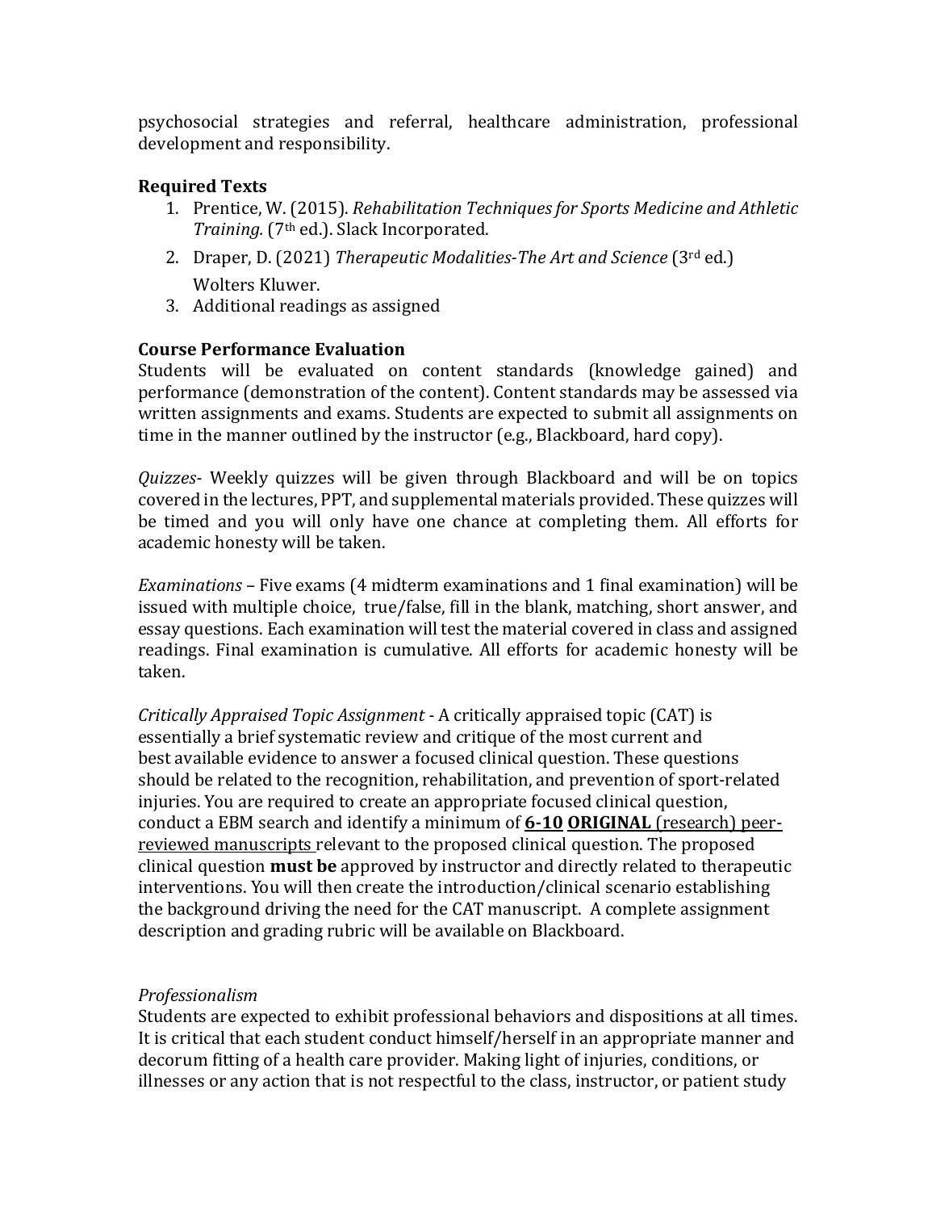psychosocial strategies and referral, healthcare administration, professional development and responsibility.

### Required Texts

1. Prentice, W. (2015). *Rehabilitation Techniques for Sports Medicine and Athletic Training.* (7th ed.). Slack Incorporated.
2. Draper, D. (2021) *Therapeutic Modalities-The Art and Science* (3rd ed.) Wolters Kluwer.
3. Additional readings as assigned

### Course Performance Evaluation

Students will be evaluated on content standards (knowledge gained) and performance (demonstration of the content). Content standards may be assessed via written assignments and exams. Students are expected to submit all assignments on time in the manner outlined by the instructor (e.g., Blackboard, hard copy).

*Quizzes*- Weekly quizzes will be given through Blackboard and will be on topics covered in the lectures, PPT, and supplemental materials provided. These quizzes will be timed and you will only have one chance at completing them. All efforts for academic honesty will be taken.

*Examinations* – Five exams (4 midterm examinations and 1 final examination) will be issued with multiple choice, true/false, fill in the blank, matching, short answer, and essay questions. Each examination will test the material covered in class and assigned readings. Final examination is cumulative. All efforts for academic honesty will be taken.

*Critically Appraised Topic Assignment* - A critically appraised topic (CAT) is essentially a brief systematic review and critique of the most current and best available evidence to answer a focused clinical question. These questions should be related to the recognition, rehabilitation, and prevention of sport-related injuries. You are required to create an appropriate focused clinical question, conduct a EBM search and identify a minimum of <u>**6-10**</u> <u>**ORIGINAL**</u> <u>(research) peer-reviewed manuscripts</u> relevant to the proposed clinical question. The proposed clinical question **must be** approved by instructor and directly related to therapeutic interventions. You will then create the introduction/clinical scenario establishing the background driving the need for the CAT manuscript. A complete assignment description and grading rubric will be available on Blackboard.

*Professionalism*
Students are expected to exhibit professional behaviors and dispositions at all times. It is critical that each student conduct himself/herself in an appropriate manner and decorum fitting of a health care provider. Making light of injuries, conditions, or illnesses or any action that is not respectful to the class, instructor, or patient study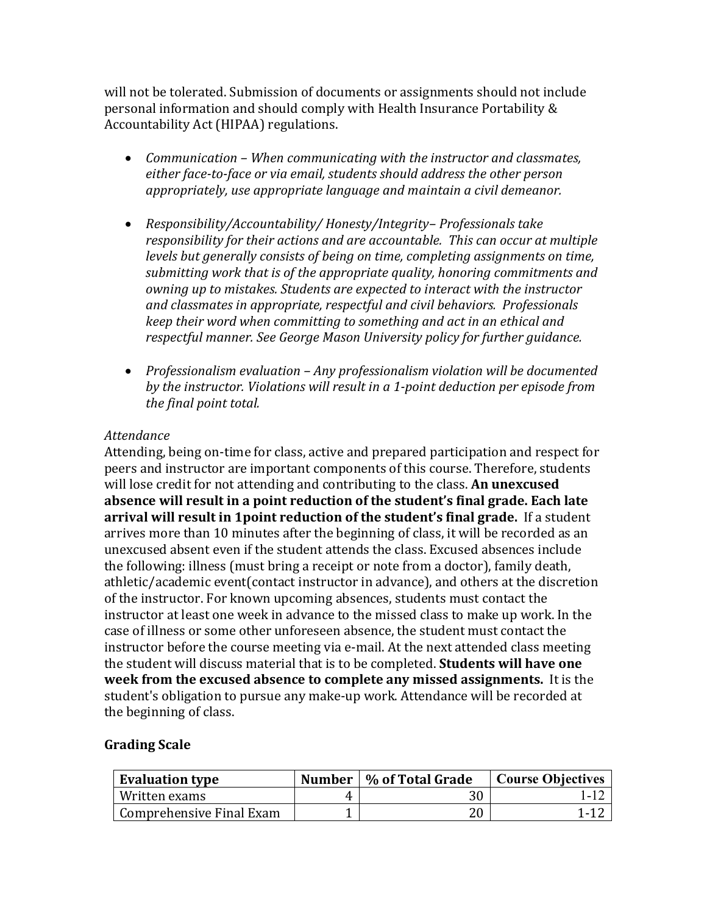will not be tolerated. Submission of documents or assignments should not include personal information and should comply with Health Insurance Portability & Accountability Act (HIPAA) regulations.

- *Communication – When communicating with the instructor and classmates, either face-to-face or via email, students should address the other person appropriately, use appropriate language and maintain a civil demeanor.*

- *Responsibility/Accountability/ Honesty/Integrity– Professionals take responsibility for their actions and are accountable. This can occur at multiple levels but generally consists of being on time, completing assignments on time, submitting work that is of the appropriate quality, honoring commitments and owning up to mistakes. Students are expected to interact with the instructor and classmates in appropriate, respectful and civil behaviors. Professionals keep their word when committing to something and act in an ethical and respectful manner. See George Mason University policy for further guidance.*

- *Professionalism evaluation – Any professionalism violation will be documented by the instructor. Violations will result in a 1-point deduction per episode from the final point total.*

*Attendance*

Attending, being on-time for class, active and prepared participation and respect for peers and instructor are important components of this course. Therefore, students will lose credit for not attending and contributing to the class. **An unexcused absence will result in a point reduction of the student's final grade. Each late arrival will result in 1point reduction of the student's final grade.** If a student arrives more than 10 minutes after the beginning of class, it will be recorded as an unexcused absent even if the student attends the class. Excused absences include the following: illness (must bring a receipt or note from a doctor), family death, athletic/academic event(contact instructor in advance), and others at the discretion of the instructor. For known upcoming absences, students must contact the instructor at least one week in advance to the missed class to make up work. In the case of illness or some other unforeseen absence, the student must contact the instructor before the course meeting via e-mail. At the next attended class meeting the student will discuss material that is to be completed. **Students will have one week from the excused absence to complete any missed assignments.** It is the student's obligation to pursue any make-up work. Attendance will be recorded at the beginning of class.

**Grading Scale**

| Evaluation type | Number | % of Total Grade | Course Objectives |
|---|---|---|---|
| Written exams | 4 | 30 | 1-12 |
| Comprehensive Final Exam | 1 | 20 | 1-12 |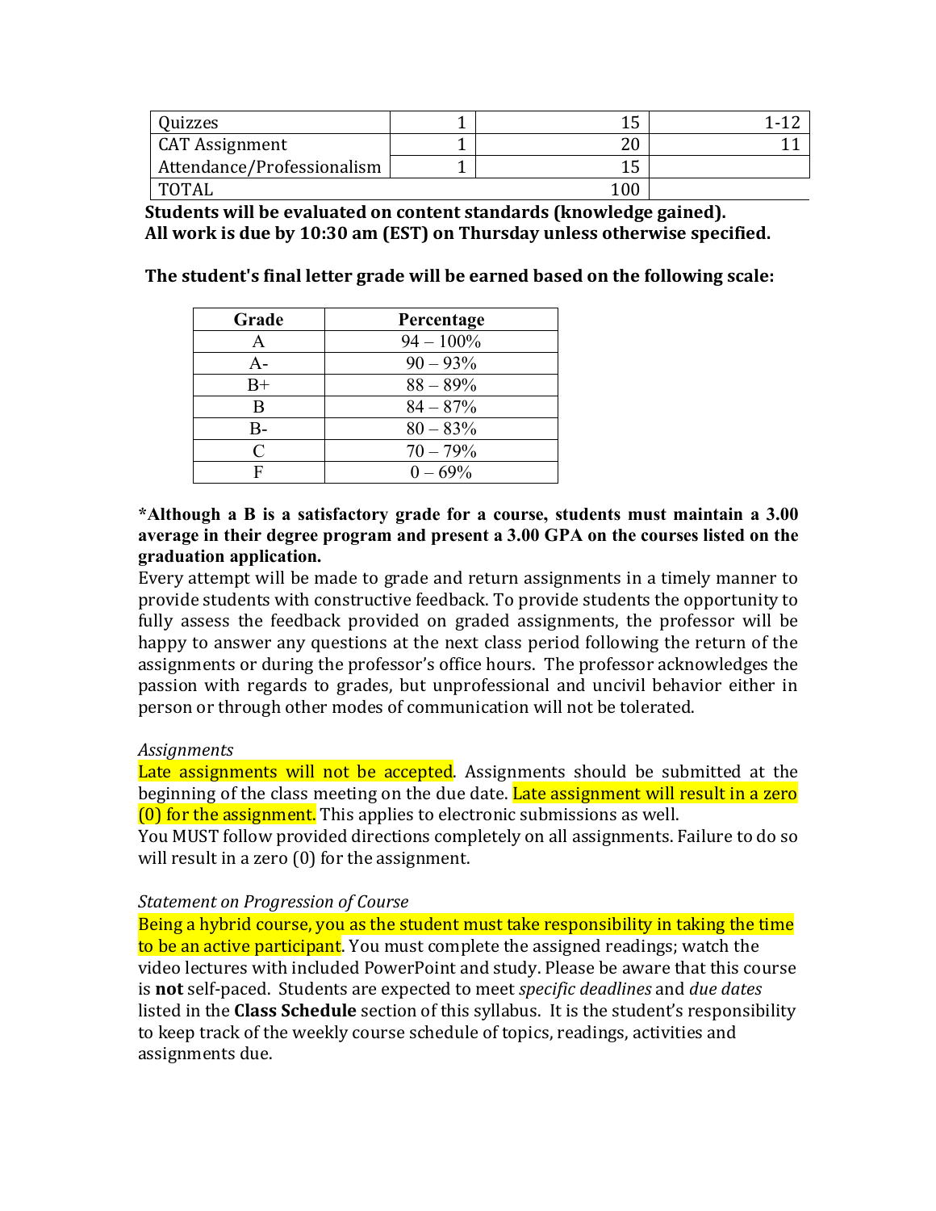| Quizzes | 1 | 15 | 1-12 |
|---|---|---|---|
| CAT Assignment | 1 | 20 | 11 |
| Attendance/Professionalism | 1 | 15 | |
| TOTAL | | 100 | |

**Students will be evaluated on content standards (knowledge gained).**
**All work is due by 10:30 am (EST) on Thursday unless otherwise specified.**

**The student's final letter grade will be earned based on the following scale:**

| Grade | Percentage |
|---|---|
| A | 94 – 100% |
| A- | 90 – 93% |
| B+ | 88 – 89% |
| B | 84 – 87% |
| B- | 80 – 83% |
| C | 70 – 79% |
| F | 0 – 69% |

**\*Although a B is a satisfactory grade for a course, students must maintain a 3.00 average in their degree program and present a 3.00 GPA on the courses listed on the graduation application.**

Every attempt will be made to grade and return assignments in a timely manner to provide students with constructive feedback. To provide students the opportunity to fully assess the feedback provided on graded assignments, the professor will be happy to answer any questions at the next class period following the return of the assignments or during the professor's office hours. The professor acknowledges the passion with regards to grades, but unprofessional and uncivil behavior either in person or through other modes of communication will not be tolerated.

*Assignments*

Late assignments will not be accepted. Assignments should be submitted at the beginning of the class meeting on the due date. Late assignment will result in a zero (0) for the assignment. This applies to electronic submissions as well.

You MUST follow provided directions completely on all assignments. Failure to do so will result in a zero (0) for the assignment.

*Statement on Progression of Course*

Being a hybrid course, you as the student must take responsibility in taking the time to be an active participant. You must complete the assigned readings; watch the video lectures with included PowerPoint and study. Please be aware that this course is **not** self-paced. Students are expected to meet *specific deadlines* and *due dates* listed in the **Class Schedule** section of this syllabus. It is the student's responsibility to keep track of the weekly course schedule of topics, readings, activities and assignments due.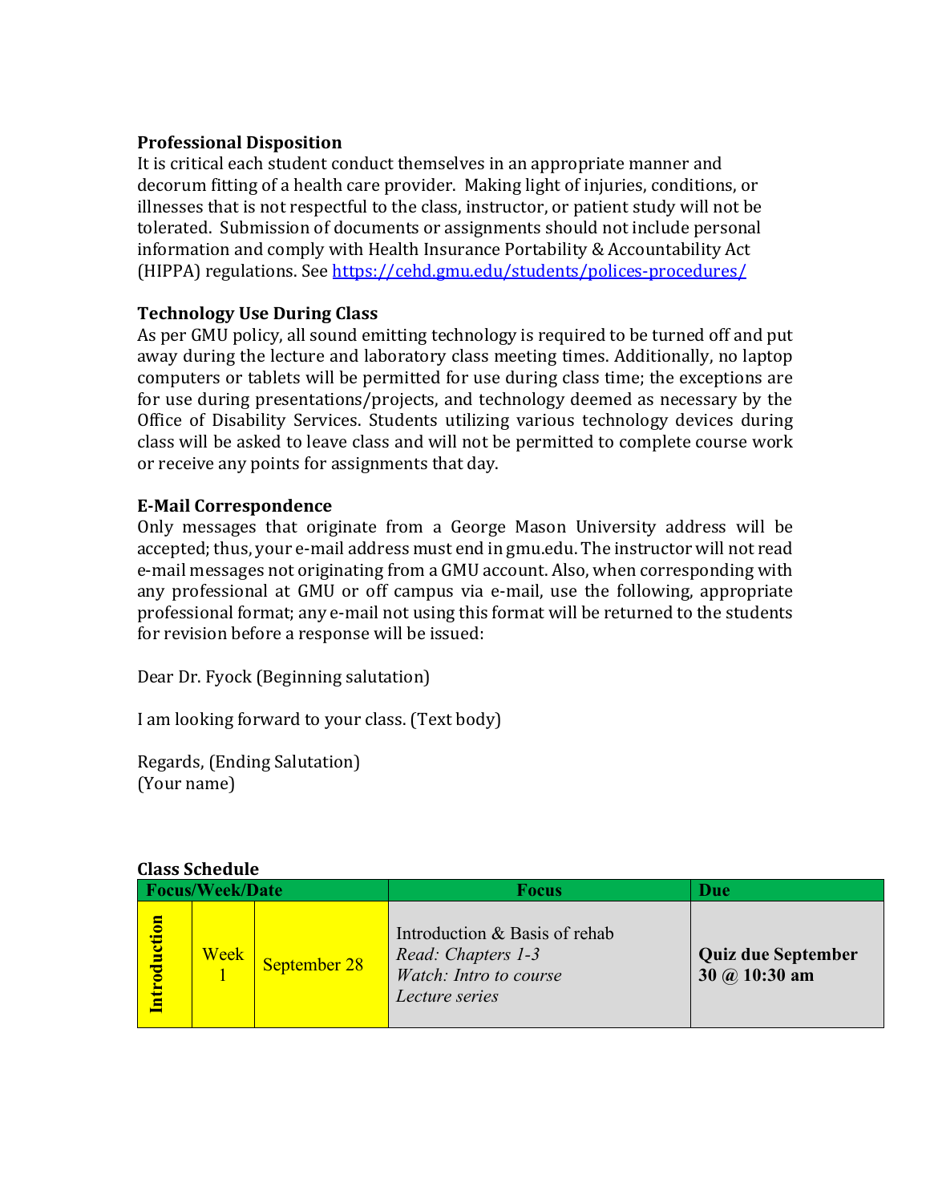**Professional Disposition**

It is critical each student conduct themselves in an appropriate manner and decorum fitting of a health care provider. Making light of injuries, conditions, or illnesses that is not respectful to the class, instructor, or patient study will not be tolerated. Submission of documents or assignments should not include personal information and comply with Health Insurance Portability & Accountability Act (HIPPA) regulations. See https://cehd.gmu.edu/students/polices-procedures/

**Technology Use During Class**

As per GMU policy, all sound emitting technology is required to be turned off and put away during the lecture and laboratory class meeting times. Additionally, no laptop computers or tablets will be permitted for use during class time; the exceptions are for use during presentations/projects, and technology deemed as necessary by the Office of Disability Services. Students utilizing various technology devices during class will be asked to leave class and will not be permitted to complete course work or receive any points for assignments that day.

**E-Mail Correspondence**

Only messages that originate from a George Mason University address will be accepted; thus, your e-mail address must end in gmu.edu. The instructor will not read e-mail messages not originating from a GMU account. Also, when corresponding with any professional at GMU or off campus via e-mail, use the following, appropriate professional format; any e-mail not using this format will be returned to the students for revision before a response will be issued:

Dear Dr. Fyock (Beginning salutation)

I am looking forward to your class. (Text body)

Regards, (Ending Salutation)
(Your name)

**Class Schedule**

| Focus/Week/Date | | | Focus | Due |
|---|---|---|---|---|
| Introduction | Week 1 | September 28 | Introduction & Basis of rehab<br>*Read: Chapters 1-3*<br>*Watch: Intro to course Lecture series* | **Quiz due September 30 @ 10:30 am** |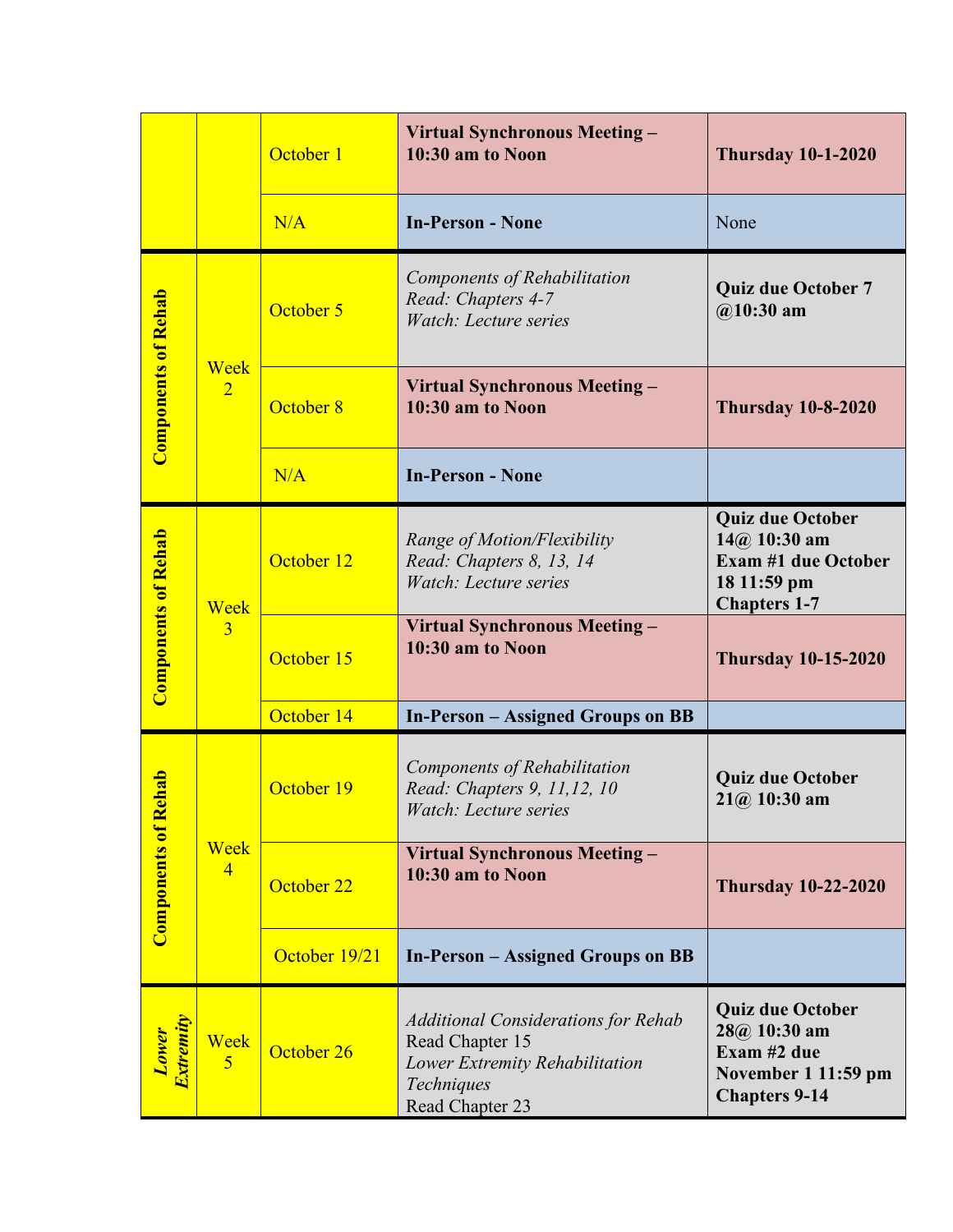|  |  |  |  |  |
|---|---|---|---|---|
|  |  | October 1 | **Virtual Synchronous Meeting – 10:30 am to Noon** | **Thursday 10-1-2020** |
|  |  | N/A | **In-Person - None** | None |
| **Components of Rehab** | Week 2 | October 5 | *Components of Rehabilitation*<br>*Read: Chapters 4-7*<br>*Watch: Lecture series* | **Quiz due October 7 @10:30 am** |
|  |  | October 8 | **Virtual Synchronous Meeting – 10:30 am to Noon** | **Thursday 10-8-2020** |
|  |  | N/A | **In-Person - None** |  |
| **Components of Rehab** | Week 3 | October 12 | *Range of Motion/Flexibility*<br>*Read: Chapters 8, 13, 14*<br>*Watch: Lecture series* | **Quiz due October 14@ 10:30 am**<br>**Exam #1 due October 18 11:59 pm**<br>**Chapters 1-7** |
|  |  | October 15 | **Virtual Synchronous Meeting – 10:30 am to Noon** | **Thursday 10-15-2020** |
|  |  | October 14 | **In-Person – Assigned Groups on BB** |  |
| **Components of Rehab** | Week 4 | October 19 | *Components of Rehabilitation*<br>*Read: Chapters 9, 11,12, 10*<br>*Watch: Lecture series* | **Quiz due October 21@ 10:30 am** |
|  |  | October 22 | **Virtual Synchronous Meeting – 10:30 am to Noon** | **Thursday 10-22-2020** |
|  |  | October 19/21 | **In-Person – Assigned Groups on BB** |  |
| ***Lower Extremity*** | Week 5 | October 26 | *Additional Considerations for Rehab*<br>Read Chapter 15<br>*Lower Extremity Rehabilitation Techniques*<br>Read Chapter 23 | **Quiz due October 28@ 10:30 am**<br>**Exam #2 due November 1 11:59 pm**<br>**Chapters 9-14** |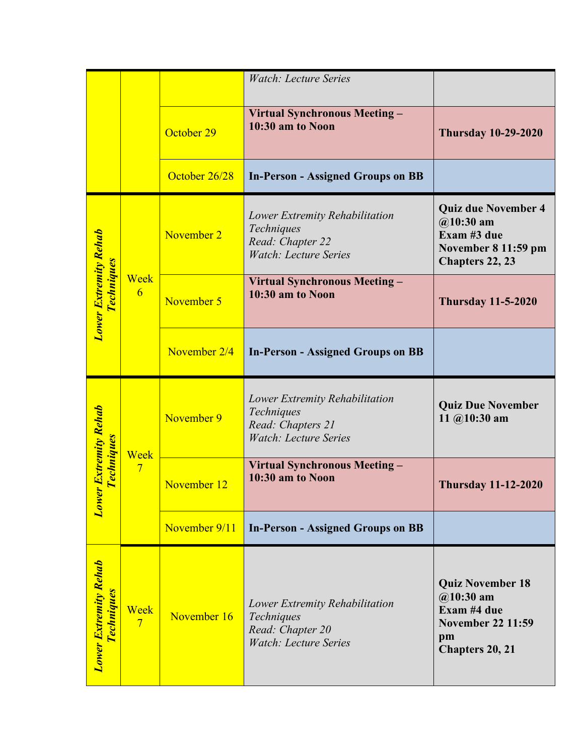| | | | | |
|---|---|---|---|---|
| | | | *Watch: Lecture Series* | |
| | | October 29 | **Virtual Synchronous Meeting – 10:30 am to Noon** | **Thursday 10-29-2020** |
| | | October 26/28 | **In-Person - Assigned Groups on BB** | |
| ***Lower Extremity Rehab Techniques*** | Week 6 | November 2 | *Lower Extremity Rehabilitation Techniques*<br>*Read: Chapter 22*<br>*Watch: Lecture Series* | **Quiz due November 4 @10:30 am**<br>**Exam #3 due November 8 11:59 pm**<br>**Chapters 22, 23** |
| | | November 5 | **Virtual Synchronous Meeting – 10:30 am to Noon** | **Thursday 11-5-2020** |
| | | November 2/4 | **In-Person - Assigned Groups on BB** | |
| ***Lower Extremity Rehab Techniques*** | Week 7 | November 9 | *Lower Extremity Rehabilitation Techniques*<br>*Read: Chapters 21*<br>*Watch: Lecture Series* | **Quiz Due November 11 @10:30 am** |
| | | November 12 | **Virtual Synchronous Meeting – 10:30 am to Noon** | **Thursday 11-12-2020** |
| | | November 9/11 | **In-Person - Assigned Groups on BB** | |
| ***Lower Extremity Rehab Techniques*** | Week 7 | November 16 | *Lower Extremity Rehabilitation Techniques*<br>*Read: Chapter 20*<br>*Watch: Lecture Series* | **Quiz November 18 @10:30 am**<br>**Exam #4 due November 22 11:59 pm**<br>**Chapters 20, 21** |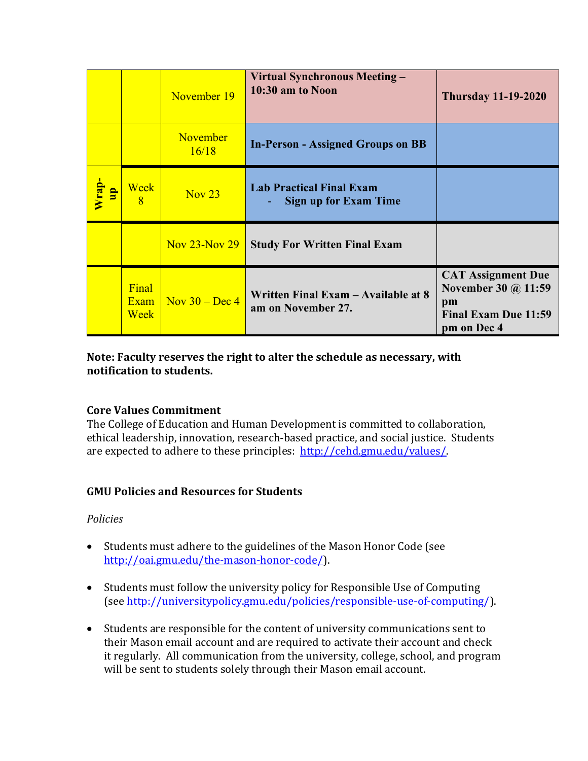| | | | | |
|---|---|---|---|---|
| | | November 19 | **Virtual Synchronous Meeting – 10:30 am to Noon** | **Thursday 11-19-2020** |
| | | November 16/18 | **In-Person - Assigned Groups on BB** | |
| **Wrap-up** | Week 8 | Nov 23 | **Lab Practical Final Exam**<br>- **Sign up for Exam Time** | |
| | | Nov 23-Nov 29 | **Study For Written Final Exam** | |
| | Final Exam Week | Nov 30 – Dec 4 | **Written Final Exam – Available at 8 am on November 27.** | **CAT Assignment Due November 30 @ 11:59 pm**<br>**Final Exam Due 11:59 pm on Dec 4** |

**Note: Faculty reserves the right to alter the schedule as necessary, with notification to students.**

**Core Values Commitment**

The College of Education and Human Development is committed to collaboration, ethical leadership, innovation, research-based practice, and social justice. Students are expected to adhere to these principles: http://cehd.gmu.edu/values/.

**GMU Policies and Resources for Students**

*Policies*

- Students must adhere to the guidelines of the Mason Honor Code (see http://oai.gmu.edu/the-mason-honor-code/).
- Students must follow the university policy for Responsible Use of Computing (see http://universitypolicy.gmu.edu/policies/responsible-use-of-computing/).
- Students are responsible for the content of university communications sent to their Mason email account and are required to activate their account and check it regularly. All communication from the university, college, school, and program will be sent to students solely through their Mason email account.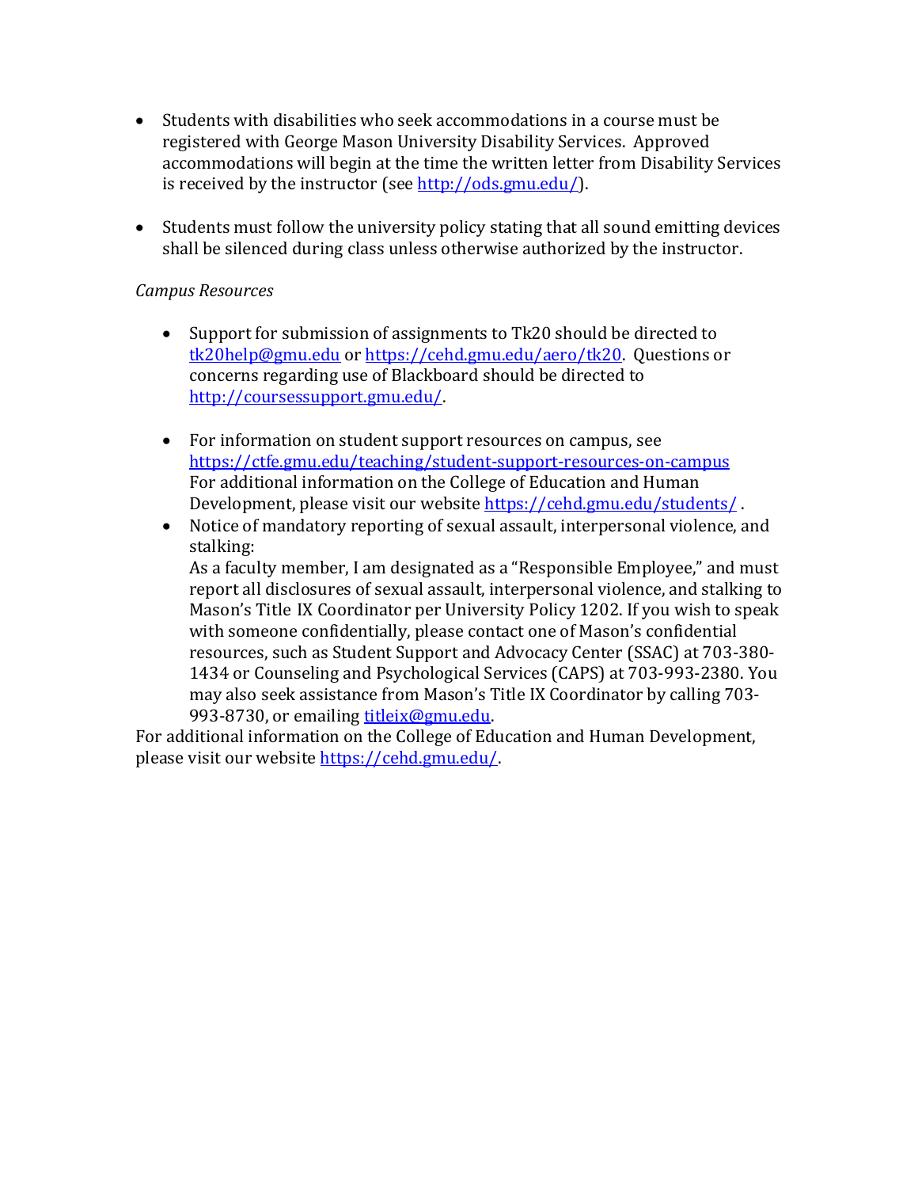- Students with disabilities who seek accommodations in a course must be registered with George Mason University Disability Services. Approved accommodations will begin at the time the written letter from Disability Services is received by the instructor (see http://ods.gmu.edu/).

- Students must follow the university policy stating that all sound emitting devices shall be silenced during class unless otherwise authorized by the instructor.

*Campus Resources*

- Support for submission of assignments to Tk20 should be directed to tk20help@gmu.edu or https://cehd.gmu.edu/aero/tk20. Questions or concerns regarding use of Blackboard should be directed to http://coursessupport.gmu.edu/.

- For information on student support resources on campus, see https://ctfe.gmu.edu/teaching/student-support-resources-on-campus For additional information on the College of Education and Human Development, please visit our website https://cehd.gmu.edu/students/ .
- Notice of mandatory reporting of sexual assault, interpersonal violence, and stalking:
  As a faculty member, I am designated as a "Responsible Employee," and must report all disclosures of sexual assault, interpersonal violence, and stalking to Mason's Title IX Coordinator per University Policy 1202. If you wish to speak with someone confidentially, please contact one of Mason's confidential resources, such as Student Support and Advocacy Center (SSAC) at 703-380-1434 or Counseling and Psychological Services (CAPS) at 703-993-2380. You may also seek assistance from Mason's Title IX Coordinator by calling 703-993-8730, or emailing titleix@gmu.edu.

For additional information on the College of Education and Human Development, please visit our website https://cehd.gmu.edu/.